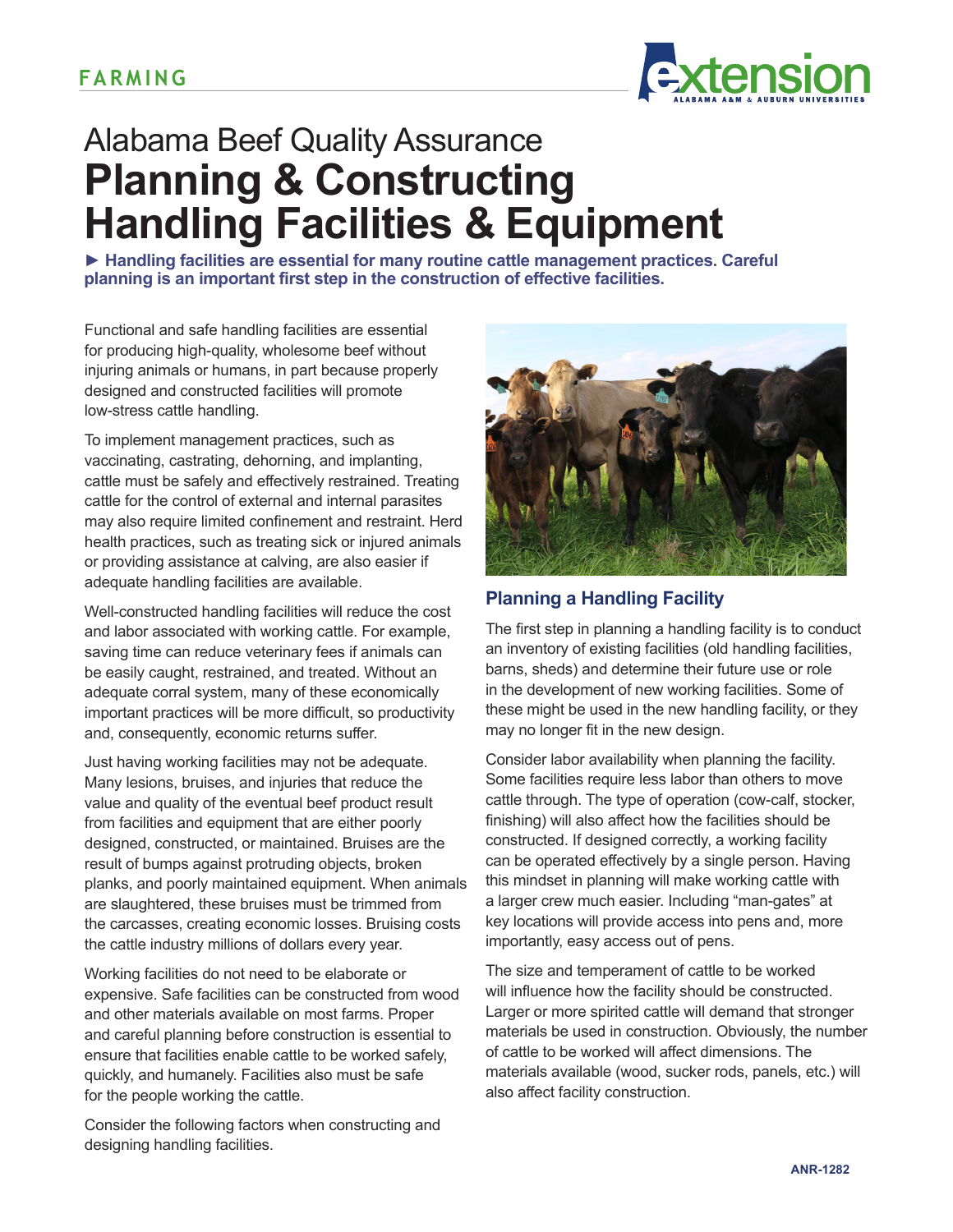FARMING

# Alabama Beef Quality Assurance
# Planning & Constructing Handling Facilities & Equipment

**► Handling facilities are essential for many routine cattle management practices. Careful planning is an important first step in the construction of effective facilities.**

Functional and safe handling facilities are essential for producing high-quality, wholesome beef without injuring animals or humans, in part because properly designed and constructed facilities will promote low-stress cattle handling.

To implement management practices, such as vaccinating, castrating, dehorning, and implanting, cattle must be safely and effectively restrained. Treating cattle for the control of external and internal parasites may also require limited confinement and restraint. Herd health practices, such as treating sick or injured animals or providing assistance at calving, are also easier if adequate handling facilities are available.

Well-constructed handling facilities will reduce the cost and labor associated with working cattle. For example, saving time can reduce veterinary fees if animals can be easily caught, restrained, and treated. Without an adequate corral system, many of these economically important practices will be more difficult, so productivity and, consequently, economic returns suffer.

Just having working facilities may not be adequate. Many lesions, bruises, and injuries that reduce the value and quality of the eventual beef product result from facilities and equipment that are either poorly designed, constructed, or maintained. Bruises are the result of bumps against protruding objects, broken planks, and poorly maintained equipment. When animals are slaughtered, these bruises must be trimmed from the carcasses, creating economic losses. Bruising costs the cattle industry millions of dollars every year.

Working facilities do not need to be elaborate or expensive. Safe facilities can be constructed from wood and other materials available on most farms. Proper and careful planning before construction is essential to ensure that facilities enable cattle to be worked safely, quickly, and humanely. Facilities also must be safe for the people working the cattle.

Consider the following factors when constructing and designing handling facilities.

## Planning a Handling Facility

The first step in planning a handling facility is to conduct an inventory of existing facilities (old handling facilities, barns, sheds) and determine their future use or role in the development of new working facilities. Some of these might be used in the new handling facility, or they may no longer fit in the new design.

Consider labor availability when planning the facility. Some facilities require less labor than others to move cattle through. The type of operation (cow-calf, stocker, finishing) will also affect how the facilities should be constructed. If designed correctly, a working facility can be operated effectively by a single person. Having this mindset in planning will make working cattle with a larger crew much easier. Including "man-gates" at key locations will provide access into pens and, more importantly, easy access out of pens.

The size and temperament of cattle to be worked will influence how the facility should be constructed. Larger or more spirited cattle will demand that stronger materials be used in construction. Obviously, the number of cattle to be worked will affect dimensions. The materials available (wood, sucker rods, panels, etc.) will also affect facility construction.

ANR-1282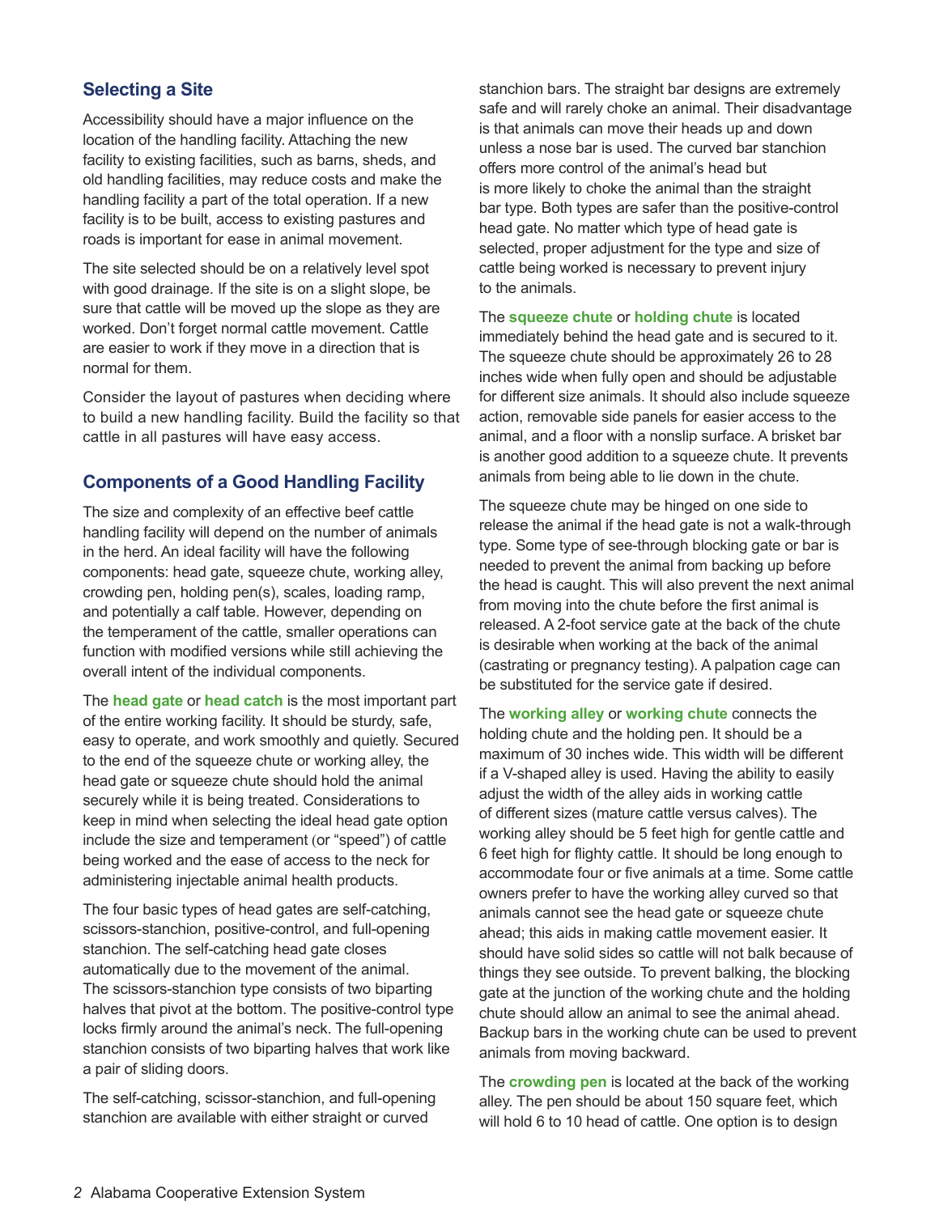## Selecting a Site

Accessibility should have a major influence on the location of the handling facility. Attaching the new facility to existing facilities, such as barns, sheds, and old handling facilities, may reduce costs and make the handling facility a part of the total operation. If a new facility is to be built, access to existing pastures and roads is important for ease in animal movement.

The site selected should be on a relatively level spot with good drainage. If the site is on a slight slope, be sure that cattle will be moved up the slope as they are worked. Don't forget normal cattle movement. Cattle are easier to work if they move in a direction that is normal for them.

Consider the layout of pastures when deciding where to build a new handling facility. Build the facility so that cattle in all pastures will have easy access.

## Components of a Good Handling Facility

The size and complexity of an effective beef cattle handling facility will depend on the number of animals in the herd. An ideal facility will have the following components: head gate, squeeze chute, working alley, crowding pen, holding pen(s), scales, loading ramp, and potentially a calf table. However, depending on the temperament of the cattle, smaller operations can function with modified versions while still achieving the overall intent of the individual components.

The **head gate** or **head catch** is the most important part of the entire working facility. It should be sturdy, safe, easy to operate, and work smoothly and quietly. Secured to the end of the squeeze chute or working alley, the head gate or squeeze chute should hold the animal securely while it is being treated. Considerations to keep in mind when selecting the ideal head gate option include the size and temperament (or "speed") of cattle being worked and the ease of access to the neck for administering injectable animal health products.

The four basic types of head gates are self-catching, scissors-stanchion, positive-control, and full-opening stanchion. The self-catching head gate closes automatically due to the movement of the animal. The scissors-stanchion type consists of two biparting halves that pivot at the bottom. The positive-control type locks firmly around the animal's neck. The full-opening stanchion consists of two biparting halves that work like a pair of sliding doors.

The self-catching, scissor-stanchion, and full-opening stanchion are available with either straight or curved stanchion bars. The straight bar designs are extremely safe and will rarely choke an animal. Their disadvantage is that animals can move their heads up and down unless a nose bar is used. The curved bar stanchion offers more control of the animal's head but is more likely to choke the animal than the straight bar type. Both types are safer than the positive-control head gate. No matter which type of head gate is selected, proper adjustment for the type and size of cattle being worked is necessary to prevent injury to the animals.

The **squeeze chute** or **holding chute** is located immediately behind the head gate and is secured to it. The squeeze chute should be approximately 26 to 28 inches wide when fully open and should be adjustable for different size animals. It should also include squeeze action, removable side panels for easier access to the animal, and a floor with a nonslip surface. A brisket bar is another good addition to a squeeze chute. It prevents animals from being able to lie down in the chute.

The squeeze chute may be hinged on one side to release the animal if the head gate is not a walk-through type. Some type of see-through blocking gate or bar is needed to prevent the animal from backing up before the head is caught. This will also prevent the next animal from moving into the chute before the first animal is released. A 2-foot service gate at the back of the chute is desirable when working at the back of the animal (castrating or pregnancy testing). A palpation cage can be substituted for the service gate if desired.

The **working alley** or **working chute** connects the holding chute and the holding pen. It should be a maximum of 30 inches wide. This width will be different if a V-shaped alley is used. Having the ability to easily adjust the width of the alley aids in working cattle of different sizes (mature cattle versus calves). The working alley should be 5 feet high for gentle cattle and 6 feet high for flighty cattle. It should be long enough to accommodate four or five animals at a time. Some cattle owners prefer to have the working alley curved so that animals cannot see the head gate or squeeze chute ahead; this aids in making cattle movement easier. It should have solid sides so cattle will not balk because of things they see outside. To prevent balking, the blocking gate at the junction of the working chute and the holding chute should allow an animal to see the animal ahead. Backup bars in the working chute can be used to prevent animals from moving backward.

The **crowding pen** is located at the back of the working alley. The pen should be about 150 square feet, which will hold 6 to 10 head of cattle. One option is to design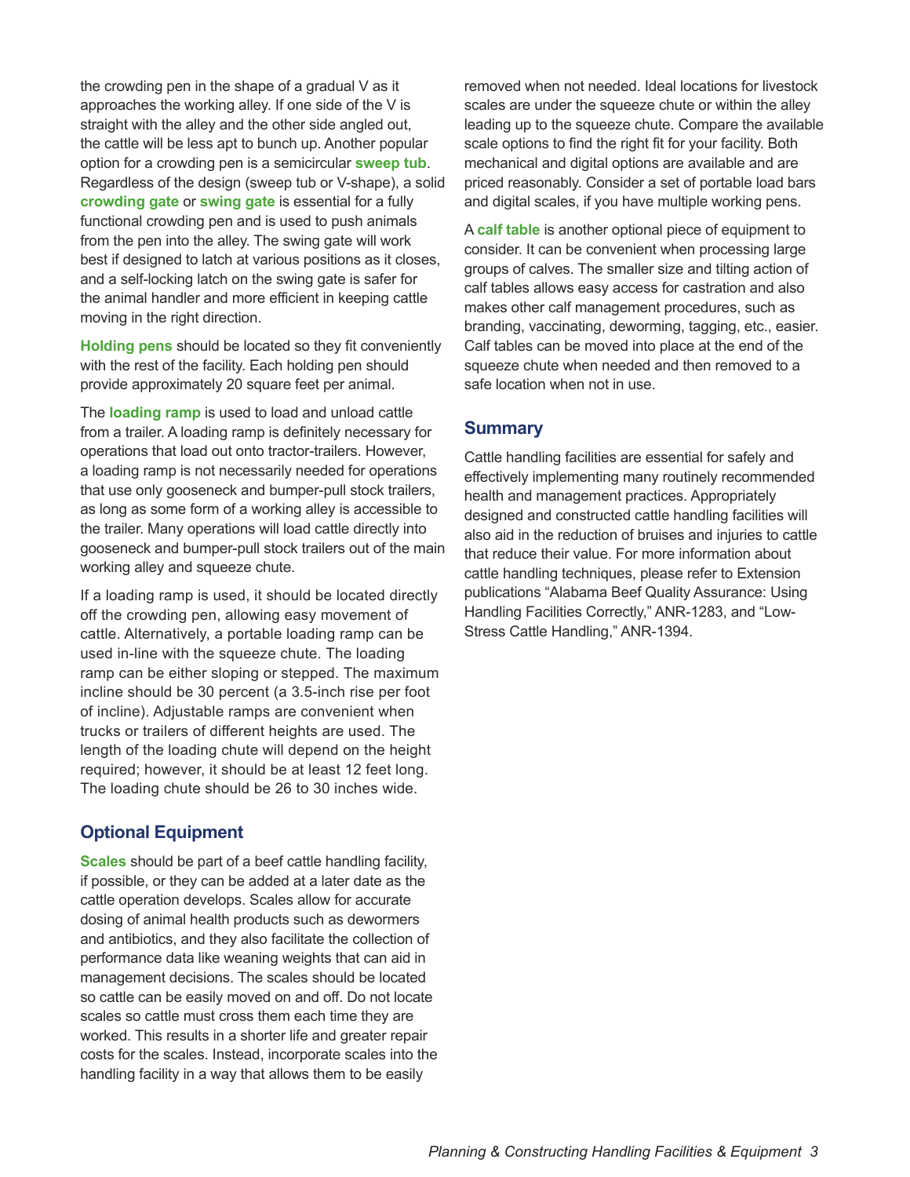the crowding pen in the shape of a gradual V as it approaches the working alley. If one side of the V is straight with the alley and the other side angled out, the cattle will be less apt to bunch up. Another popular option for a crowding pen is a semicircular **sweep tub**. Regardless of the design (sweep tub or V-shape), a solid **crowding gate** or **swing gate** is essential for a fully functional crowding pen and is used to push animals from the pen into the alley. The swing gate will work best if designed to latch at various positions as it closes, and a self-locking latch on the swing gate is safer for the animal handler and more efficient in keeping cattle moving in the right direction.

**Holding pens** should be located so they fit conveniently with the rest of the facility. Each holding pen should provide approximately 20 square feet per animal.

The **loading ramp** is used to load and unload cattle from a trailer. A loading ramp is definitely necessary for operations that load out onto tractor-trailers. However, a loading ramp is not necessarily needed for operations that use only gooseneck and bumper-pull stock trailers, as long as some form of a working alley is accessible to the trailer. Many operations will load cattle directly into gooseneck and bumper-pull stock trailers out of the main working alley and squeeze chute.

If a loading ramp is used, it should be located directly off the crowding pen, allowing easy movement of cattle. Alternatively, a portable loading ramp can be used in-line with the squeeze chute. The loading ramp can be either sloping or stepped. The maximum incline should be 30 percent (a 3.5-inch rise per foot of incline). Adjustable ramps are convenient when trucks or trailers of different heights are used. The length of the loading chute will depend on the height required; however, it should be at least 12 feet long. The loading chute should be 26 to 30 inches wide.

## Optional Equipment

**Scales** should be part of a beef cattle handling facility, if possible, or they can be added at a later date as the cattle operation develops. Scales allow for accurate dosing of animal health products such as dewormers and antibiotics, and they also facilitate the collection of performance data like weaning weights that can aid in management decisions. The scales should be located so cattle can be easily moved on and off. Do not locate scales so cattle must cross them each time they are worked. This results in a shorter life and greater repair costs for the scales. Instead, incorporate scales into the handling facility in a way that allows them to be easily removed when not needed. Ideal locations for livestock scales are under the squeeze chute or within the alley leading up to the squeeze chute. Compare the available scale options to find the right fit for your facility. Both mechanical and digital options are available and are priced reasonably. Consider a set of portable load bars and digital scales, if you have multiple working pens.

A **calf table** is another optional piece of equipment to consider. It can be convenient when processing large groups of calves. The smaller size and tilting action of calf tables allows easy access for castration and also makes other calf management procedures, such as branding, vaccinating, deworming, tagging, etc., easier. Calf tables can be moved into place at the end of the squeeze chute when needed and then removed to a safe location when not in use.

## Summary

Cattle handling facilities are essential for safely and effectively implementing many routinely recommended health and management practices. Appropriately designed and constructed cattle handling facilities will also aid in the reduction of bruises and injuries to cattle that reduce their value. For more information about cattle handling techniques, please refer to Extension publications "Alabama Beef Quality Assurance: Using Handling Facilities Correctly," ANR-1283, and "Low-Stress Cattle Handling," ANR-1394.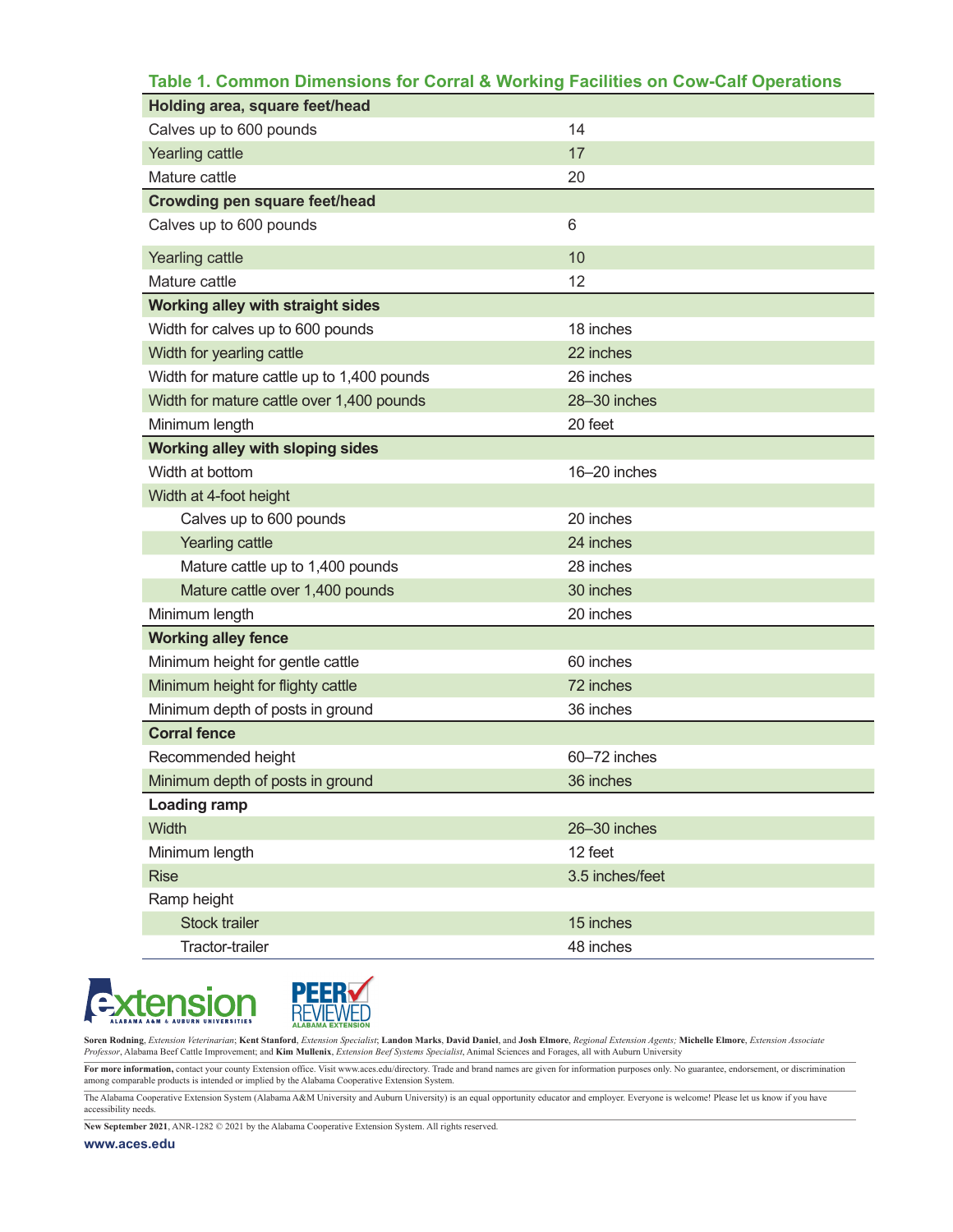**Table 1. Common Dimensions for Corral & Working Facilities on Cow-Calf Operations**

| | |
|---|---|
| **Holding area, square feet/head** | |
| Calves up to 600 pounds | 14 |
| Yearling cattle | 17 |
| Mature cattle | 20 |
| **Crowding pen square feet/head** | |
| Calves up to 600 pounds | 6 |
| Yearling cattle | 10 |
| Mature cattle | 12 |
| **Working alley with straight sides** | |
| Width for calves up to 600 pounds | 18 inches |
| Width for yearling cattle | 22 inches |
| Width for mature cattle up to 1,400 pounds | 26 inches |
| Width for mature cattle over 1,400 pounds | 28–30 inches |
| Minimum length | 20 feet |
| **Working alley with sloping sides** | |
| Width at bottom | 16–20 inches |
| Width at 4-foot height | |
| Calves up to 600 pounds | 20 inches |
| Yearling cattle | 24 inches |
| Mature cattle up to 1,400 pounds | 28 inches |
| Mature cattle over 1,400 pounds | 30 inches |
| Minimum length | 20 inches |
| **Working alley fence** | |
| Minimum height for gentle cattle | 60 inches |
| Minimum height for flighty cattle | 72 inches |
| Minimum depth of posts in ground | 36 inches |
| **Corral fence** | |
| Recommended height | 60–72 inches |
| Minimum depth of posts in ground | 36 inches |
| **Loading ramp** | |
| Width | 26–30 inches |
| Minimum length | 12 feet |
| Rise | 3.5 inches/feet |
| Ramp height | |
| Stock trailer | 15 inches |
| Tractor-trailer | 48 inches |

**Soren Rodning**, *Extension Veterinarian*; **Kent Stanford**, *Extension Specialist*; **Landon Marks**, **David Daniel**, and **Josh Elmore**, *Regional Extension Agents;* **Michelle Elmore**, *Extension Associate Professor*, Alabama Beef Cattle Improvement; and **Kim Mullenix**, *Extension Beef Systems Specialist*, Animal Sciences and Forages, all with Auburn University

**For more information,** contact your county Extension office. Visit www.aces.edu/directory. Trade and brand names are given for information purposes only. No guarantee, endorsement, or discrimination among comparable products is intended or implied by the Alabama Cooperative Extension System.

The Alabama Cooperative Extension System (Alabama A&M University and Auburn University) is an equal opportunity educator and employer. Everyone is welcome! Please let us know if you have accessibility needs.

**New September 2021**, ANR-1282 © 2021 by the Alabama Cooperative Extension System. All rights reserved.

**www.aces.edu**